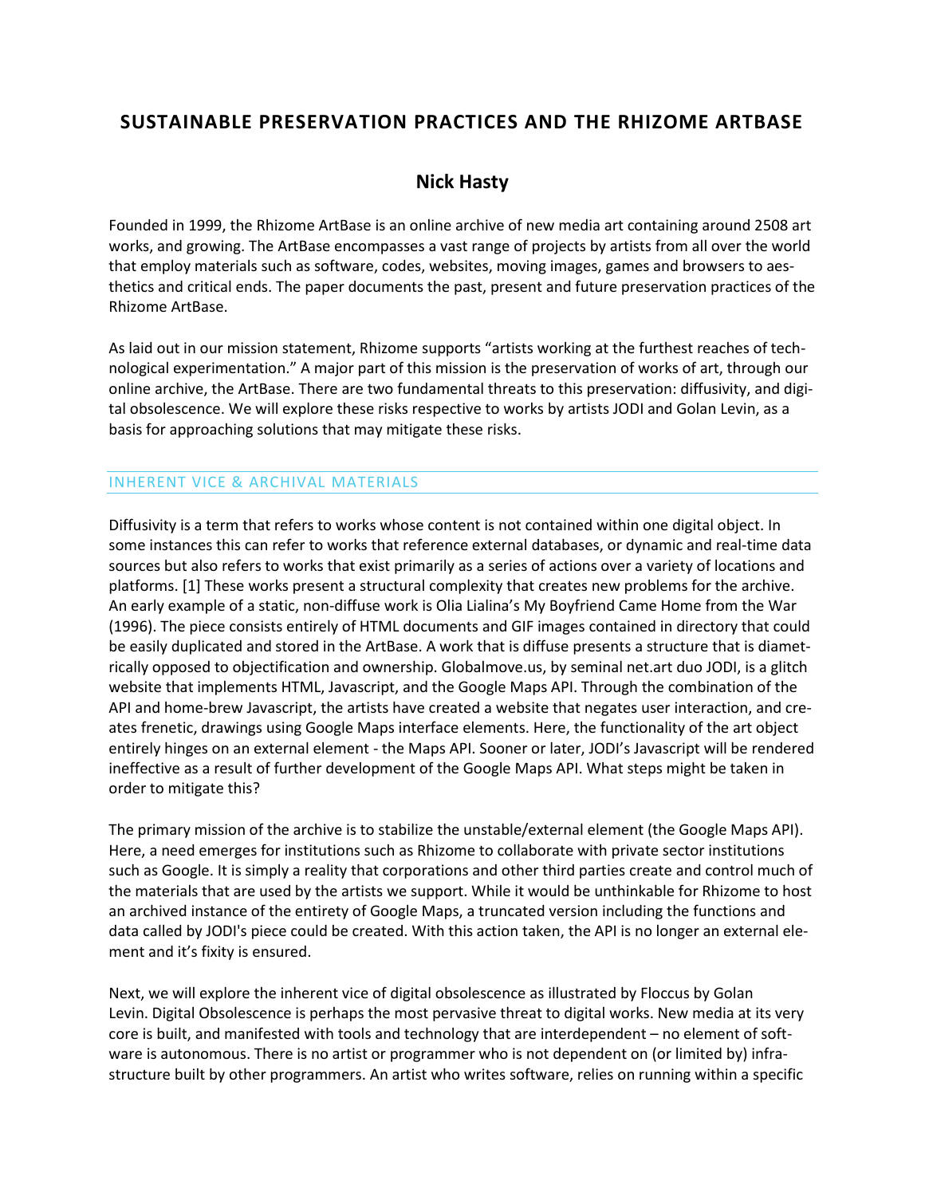# SUSTAINABLE PRESERVATION PRACTICES AND THE RHIZOME ARTBASE

## Nick Hasty

Founded in 1999, the Rhizome ArtBase is an online archive of new media art containing around 2508 art works, and growing. The ArtBase encompasses a vast range of projects by artists from all over the world that employ materials such as software, codes, websites, moving images, games and browsers to aesthetics and critical ends. The paper documents the past, present and future preservation practices of the Rhizome ArtBase.

As laid out in our mission statement, Rhizome supports "artists working at the furthest reaches of technological experimentation." A major part of this mission is the preservation of works of art, through our online archive, the ArtBase. There are two fundamental threats to this preservation: diffusivity, and digital obsolescence. We will explore these risks respective to works by artists JODI and Golan Levin, as a basis for approaching solutions that may mitigate these risks.

### INHERENT VICE & ARCHIVAL MATERIALS

Diffusivity is a term that refers to works whose content is not contained within one digital object. In some instances this can refer to works that reference external databases, or dynamic and real-time data sources but also refers to works that exist primarily as a series of actions over a variety of locations and platforms. [1] These works present a structural complexity that creates new problems for the archive. An early example of a static, non-diffuse work is Olia Lialina's My Boyfriend Came Home from the War (1996). The piece consists entirely of HTML documents and GIF images contained in directory that could be easily duplicated and stored in the ArtBase. A work that is diffuse presents a structure that is diametrically opposed to objectification and ownership. Globalmove.us, by seminal net.art duo JODI, is a glitch website that implements HTML, Javascript, and the Google Maps API. Through the combination of the API and home-brew Javascript, the artists have created a website that negates user interaction, and creates frenetic, drawings using Google Maps interface elements. Here, the functionality of the art object entirely hinges on an external element - the Maps API. Sooner or later, JODI's Javascript will be rendered ineffective as a result of further development of the Google Maps API. What steps might be taken in order to mitigate this?

The primary mission of the archive is to stabilize the unstable/external element (the Google Maps API). Here, a need emerges for institutions such as Rhizome to collaborate with private sector institutions such as Google. It is simply a reality that corporations and other third parties create and control much of the materials that are used by the artists we support. While it would be unthinkable for Rhizome to host an archived instance of the entirety of Google Maps, a truncated version including the functions and data called by JODI's piece could be created. With this action taken, the API is no longer an external element and it's fixity is ensured.

Next, we will explore the inherent vice of digital obsolescence as illustrated by Floccus by Golan Levin. Digital Obsolescence is perhaps the most pervasive threat to digital works. New media at its very core is built, and manifested with tools and technology that are interdependent – no element of software is autonomous. There is no artist or programmer who is not dependent on (or limited by) infrastructure built by other programmers. An artist who writes software, relies on running within a specific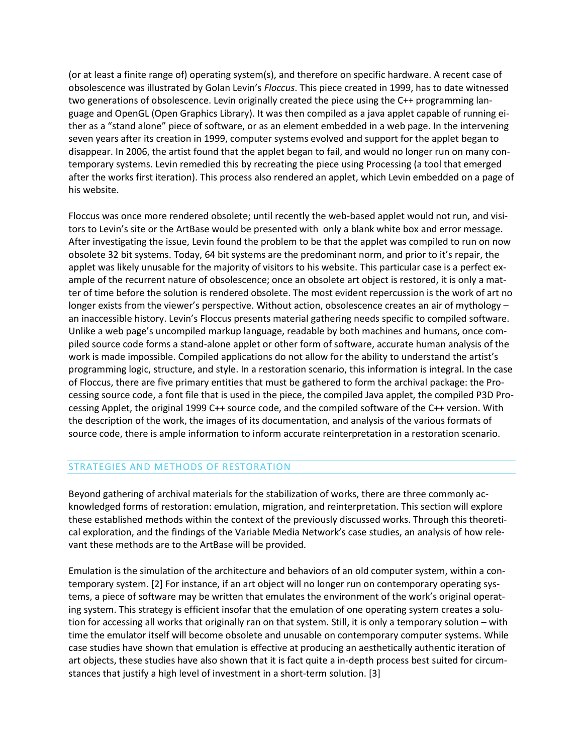(or at least a finite range of) operating system(s), and therefore on specific hardware. A recent case of obsolescence was illustrated by Golan Levin's *Floccus*. This piece created in 1999, has to date witnessed two generations of obsolescence. Levin originally created the piece using the C++ programming language and OpenGL (Open Graphics Library). It was then compiled as a java applet capable of running either as a "stand alone" piece of software, or as an element embedded in a web page. In the intervening seven years after its creation in 1999, computer systems evolved and support for the applet began to disappear. In 2006, the artist found that the applet began to fail, and would no longer run on many contemporary systems. Levin remedied this by recreating the piece using Processing (a tool that emerged after the works first iteration). This process also rendered an applet, which Levin embedded on a page of his website.

Floccus was once more rendered obsolete; until recently the web-based applet would not run, and visitors to Levin's site or the ArtBase would be presented with only a blank white box and error message. After investigating the issue, Levin found the problem to be that the applet was compiled to run on now obsolete 32 bit systems. Today, 64 bit systems are the predominant norm, and prior to it's repair, the applet was likely unusable for the majority of visitors to his website. This particular case is a perfect example of the recurrent nature of obsolescence; once an obsolete art object is restored, it is only a matter of time before the solution is rendered obsolete. The most evident repercussion is the work of art no longer exists from the viewer's perspective. Without action, obsolescence creates an air of mythology – an inaccessible history. Levin's Floccus presents material gathering needs specific to compiled software. Unlike a web page's uncompiled markup language, readable by both machines and humans, once compiled source code forms a stand-alone applet or other form of software, accurate human analysis of the work is made impossible. Compiled applications do not allow for the ability to understand the artist's programming logic, structure, and style. In a restoration scenario, this information is integral. In the case of Floccus, there are five primary entities that must be gathered to form the archival package: the Processing source code, a font file that is used in the piece, the compiled Java applet, the compiled P3D Processing Applet, the original 1999 C++ source code, and the compiled software of the C++ version. With the description of the work, the images of its documentation, and analysis of the various formats of source code, there is ample information to inform accurate reinterpretation in a restoration scenario.

## STRATEGIES AND METHODS OF RESTORATION

Beyond gathering of archival materials for the stabilization of works, there are three commonly acknowledged forms of restoration: emulation, migration, and reinterpretation. This section will explore these established methods within the context of the previously discussed works. Through this theoretical exploration, and the findings of the Variable Media Network's case studies, an analysis of how relevant these methods are to the ArtBase will be provided.

Emulation is the simulation of the architecture and behaviors of an old computer system, within a contemporary system. [2] For instance, if an art object will no longer run on contemporary operating systems, a piece of software may be written that emulates the environment of the work's original operating system. This strategy is efficient insofar that the emulation of one operating system creates a solution for accessing all works that originally ran on that system. Still, it is only a temporary solution – with time the emulator itself will become obsolete and unusable on contemporary computer systems. While case studies have shown that emulation is effective at producing an aesthetically authentic iteration of art objects, these studies have also shown that it is fact quite a in-depth process best suited for circumstances that justify a high level of investment in a short-term solution. [3]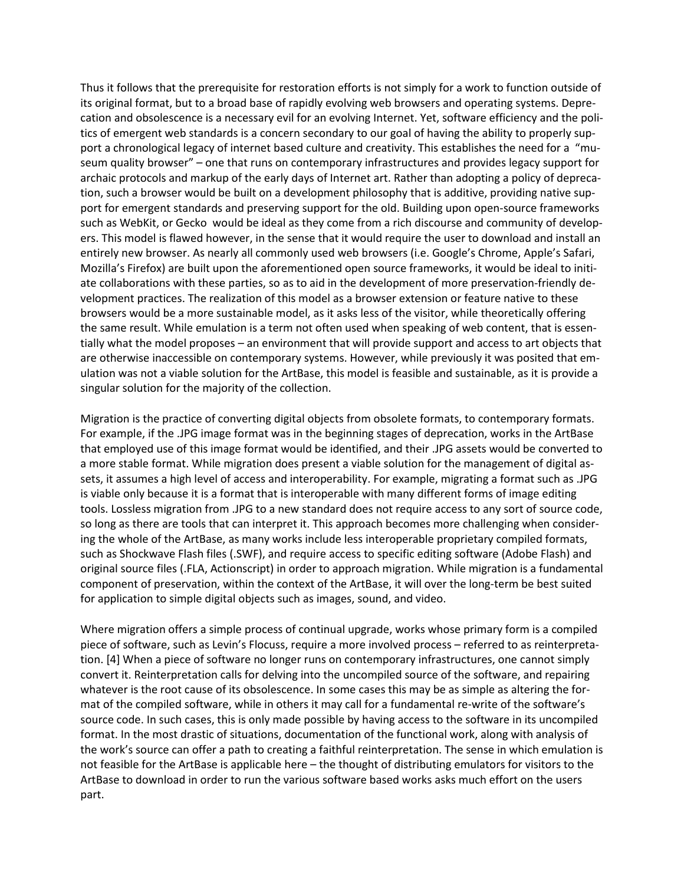Thus it follows that the prerequisite for restoration efforts is not simply for a work to function outside of its original format, but to a broad base of rapidly evolving web browsers and operating systems. Deprecation and obsolescence is a necessary evil for an evolving Internet. Yet, software efficiency and the politics of emergent web standards is a concern secondary to our goal of having the ability to properly support a chronological legacy of internet based culture and creativity. This establishes the need for a "museum quality browser" – one that runs on contemporary infrastructures and provides legacy support for archaic protocols and markup of the early days of Internet art. Rather than adopting a policy of deprecation, such a browser would be built on a development philosophy that is additive, providing native support for emergent standards and preserving support for the old. Building upon open-source frameworks such as WebKit, or Gecko would be ideal as they come from a rich discourse and community of developers. This model is flawed however, in the sense that it would require the user to download and install an entirely new browser. As nearly all commonly used web browsers (i.e. Google's Chrome, Apple's Safari, Mozilla's Firefox) are built upon the aforementioned open source frameworks, it would be ideal to initiate collaborations with these parties, so as to aid in the development of more preservation-friendly development practices. The realization of this model as a browser extension or feature native to these browsers would be a more sustainable model, as it asks less of the visitor, while theoretically offering the same result. While emulation is a term not often used when speaking of web content, that is essentially what the model proposes – an environment that will provide support and access to art objects that are otherwise inaccessible on contemporary systems. However, while previously it was posited that emulation was not a viable solution for the ArtBase, this model is feasible and sustainable, as it is provide a singular solution for the majority of the collection.

Migration is the practice of converting digital objects from obsolete formats, to contemporary formats. For example, if the .JPG image format was in the beginning stages of deprecation, works in the ArtBase that employed use of this image format would be identified, and their .JPG assets would be converted to a more stable format. While migration does present a viable solution for the management of digital assets, it assumes a high level of access and interoperability. For example, migrating a format such as .JPG is viable only because it is a format that is interoperable with many different forms of image editing tools. Lossless migration from .JPG to a new standard does not require access to any sort of source code, so long as there are tools that can interpret it. This approach becomes more challenging when considering the whole of the ArtBase, as many works include less interoperable proprietary compiled formats, such as Shockwave Flash files (.SWF), and require access to specific editing software (Adobe Flash) and original source files (.FLA, Actionscript) in order to approach migration. While migration is a fundamental component of preservation, within the context of the ArtBase, it will over the long-term be best suited for application to simple digital objects such as images, sound, and video.

Where migration offers a simple process of continual upgrade, works whose primary form is a compiled piece of software, such as Levin's Flocuss, require a more involved process – referred to as reinterpretation. [4] When a piece of software no longer runs on contemporary infrastructures, one cannot simply convert it. Reinterpretation calls for delving into the uncompiled source of the software, and repairing whatever is the root cause of its obsolescence. In some cases this may be as simple as altering the format of the compiled software, while in others it may call for a fundamental re-write of the software's source code. In such cases, this is only made possible by having access to the software in its uncompiled format. In the most drastic of situations, documentation of the functional work, along with analysis of the work's source can offer a path to creating a faithful reinterpretation. The sense in which emulation is not feasible for the ArtBase is applicable here – the thought of distributing emulators for visitors to the ArtBase to download in order to run the various software based works asks much effort on the users part.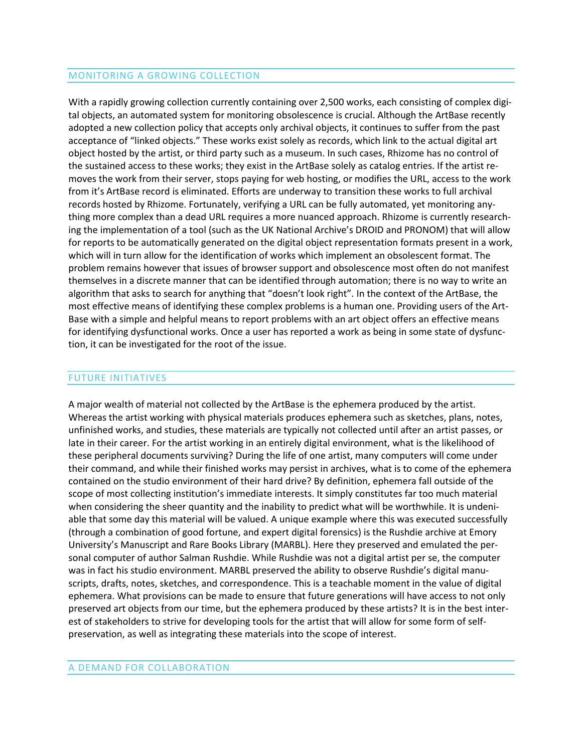## MONITORING A GROWING COLLECTION

With a rapidly growing collection currently containing over 2,500 works, each consisting of complex digital objects, an automated system for monitoring obsolescence is crucial. Although the ArtBase recently adopted a new collection policy that accepts only archival objects, it continues to suffer from the past acceptance of "linked objects." These works exist solely as records, which link to the actual digital art object hosted by the artist, or third party such as a museum. In such cases, Rhizome has no control of the sustained access to these works; they exist in the ArtBase solely as catalog entries. If the artist removes the work from their server, stops paying for web hosting, or modifies the URL, access to the work from it's ArtBase record is eliminated. Efforts are underway to transition these works to full archival records hosted by Rhizome. Fortunately, verifying a URL can be fully automated, yet monitoring anything more complex than a dead URL requires a more nuanced approach. Rhizome is currently researching the implementation of a tool (such as the UK National Archive's DROID and PRONOM) that will allow for reports to be automatically generated on the digital object representation formats present in a work, which will in turn allow for the identification of works which implement an obsolescent format. The problem remains however that issues of browser support and obsolescence most often do not manifest themselves in a discrete manner that can be identified through automation; there is no way to write an algorithm that asks to search for anything that "doesn't look right". In the context of the ArtBase, the most effective means of identifying these complex problems is a human one. Providing users of the ArtBase with a simple and helpful means to report problems with an art object offers an effective means for identifying dysfunctional works. Once a user has reported a work as being in some state of dysfunction, it can be investigated for the root of the issue.

## FUTURE INITIATIVES

A major wealth of material not collected by the ArtBase is the ephemera produced by the artist. Whereas the artist working with physical materials produces ephemera such as sketches, plans, notes, unfinished works, and studies, these materials are typically not collected until after an artist passes, or late in their career. For the artist working in an entirely digital environment, what is the likelihood of these peripheral documents surviving? During the life of one artist, many computers will come under their command, and while their finished works may persist in archives, what is to come of the ephemera contained on the studio environment of their hard drive? By definition, ephemera fall outside of the scope of most collecting institution's immediate interests. It simply constitutes far too much material when considering the sheer quantity and the inability to predict what will be worthwhile. It is undeniable that some day this material will be valued. A unique example where this was executed successfully (through a combination of good fortune, and expert digital forensics) is the Rushdie archive at Emory University's Manuscript and Rare Books Library (MARBL). Here they preserved and emulated the personal computer of author Salman Rushdie. While Rushdie was not a digital artist per se, the computer was in fact his studio environment. MARBL preserved the ability to observe Rushdie's digital manuscripts, drafts, notes, sketches, and correspondence. This is a teachable moment in the value of digital ephemera. What provisions can be made to ensure that future generations will have access to not only preserved art objects from our time, but the ephemera produced by these artists? It is in the best interest of stakeholders to strive for developing tools for the artist that will allow for some form of self-preservation, as well as integrating these materials into the scope of interest.

## A DEMAND FOR COLLABORATION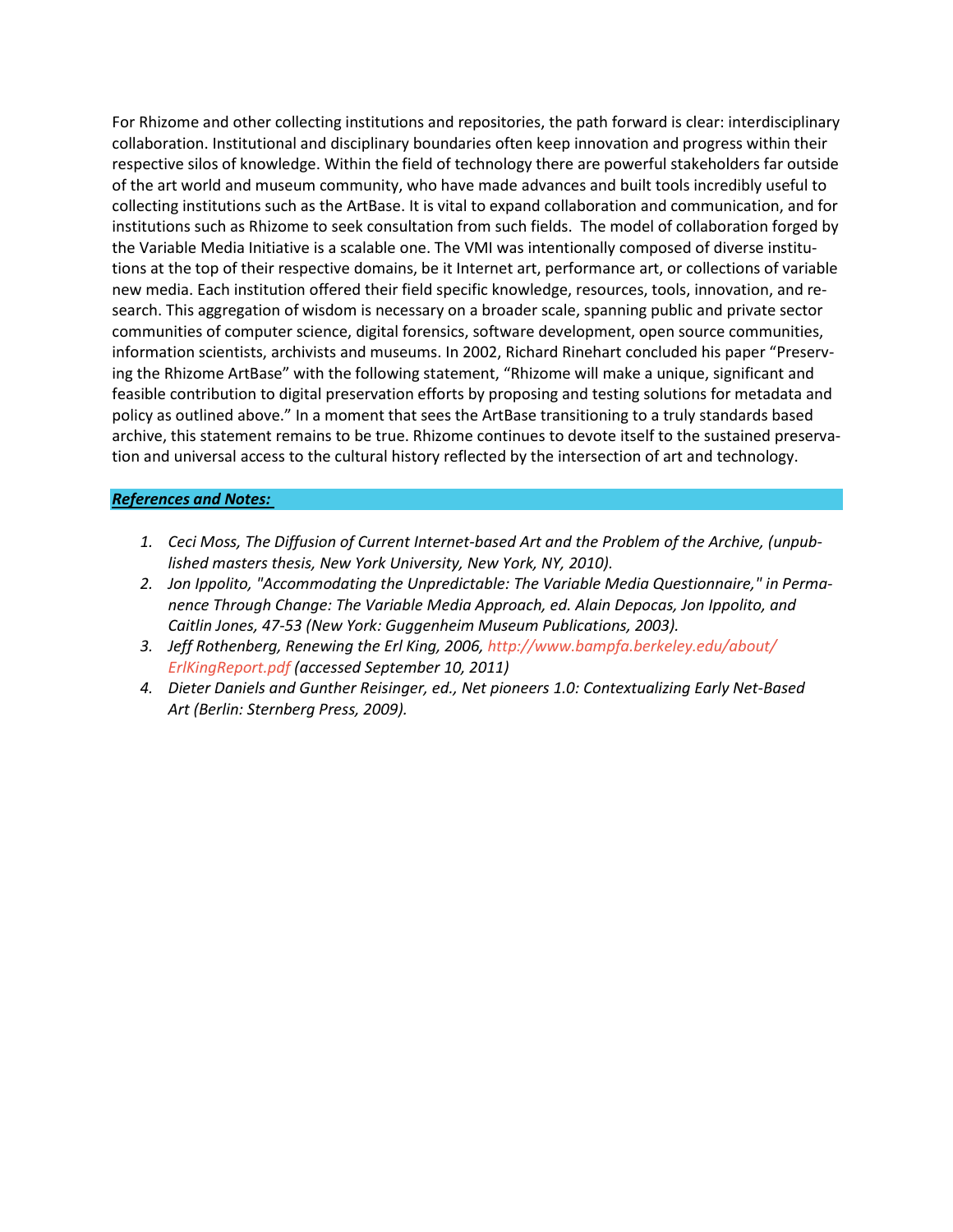For Rhizome and other collecting institutions and repositories, the path forward is clear: interdisciplinary collaboration. Institutional and disciplinary boundaries often keep innovation and progress within their respective silos of knowledge. Within the field of technology there are powerful stakeholders far outside of the art world and museum community, who have made advances and built tools incredibly useful to collecting institutions such as the ArtBase. It is vital to expand collaboration and communication, and for institutions such as Rhizome to seek consultation from such fields. The model of collaboration forged by the Variable Media Initiative is a scalable one. The VMI was intentionally composed of diverse institutions at the top of their respective domains, be it Internet art, performance art, or collections of variable new media. Each institution offered their field specific knowledge, resources, tools, innovation, and research. This aggregation of wisdom is necessary on a broader scale, spanning public and private sector communities of computer science, digital forensics, software development, open source communities, information scientists, archivists and museums. In 2002, Richard Rinehart concluded his paper "Preserving the Rhizome ArtBase" with the following statement, "Rhizome will make a unique, significant and feasible contribution to digital preservation efforts by proposing and testing solutions for metadata and policy as outlined above." In a moment that sees the ArtBase transitioning to a truly standards based archive, this statement remains to be true. Rhizome continues to devote itself to the sustained preservation and universal access to the cultural history reflected by the intersection of art and technology.

***References and Notes:***

1. *Ceci Moss, The Diffusion of Current Internet-based Art and the Problem of the Archive, (unpublished masters thesis, New York University, New York, NY, 2010).*
2. *Jon Ippolito, "Accommodating the Unpredictable: The Variable Media Questionnaire," in Permanence Through Change: The Variable Media Approach, ed. Alain Depocas, Jon Ippolito, and Caitlin Jones, 47-53 (New York: Guggenheim Museum Publications, 2003).*
3. *Jeff Rothenberg, Renewing the Erl King, 2006, http://www.bampfa.berkeley.edu/about/ErlKingReport.pdf (accessed September 10, 2011)*
4. *Dieter Daniels and Gunther Reisinger, ed., Net pioneers 1.0: Contextualizing Early Net-Based Art (Berlin: Sternberg Press, 2009).*